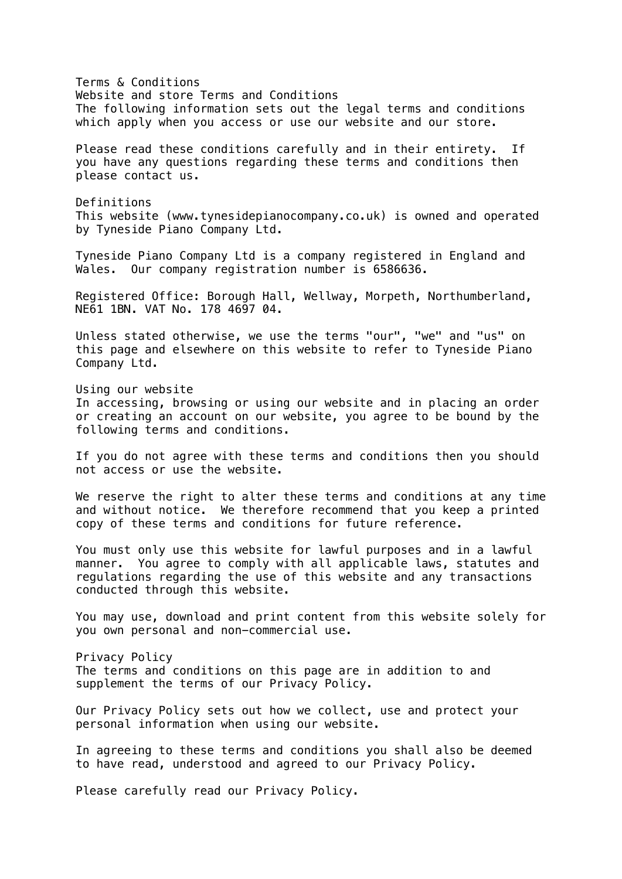# Terms & Conditions

## Website and store Terms and Conditions

The following information sets out the legal terms and conditions which apply when you access or use our website and our store.

Please read these conditions carefully and in their entirety. If you have any questions regarding these terms and conditions then please contact us.

## Definitions

This website (www.tynesidepianocompany.co.uk) is owned and operated by Tyneside Piano Company Ltd.

Tyneside Piano Company Ltd is a company registered in England and Wales. Our company registration number is 6586636.

Registered Office: Borough Hall, Wellway, Morpeth, Northumberland, NE61 1BN. VAT No. 178 4697 04.

Unless stated otherwise, we use the terms "our", "we" and "us" on this page and elsewhere on this website to refer to Tyneside Piano Company Ltd.

## Using our website

In accessing, browsing or using our website and in placing an order or creating an account on our website, you agree to be bound by the following terms and conditions.

If you do not agree with these terms and conditions then you should not access or use the website.

We reserve the right to alter these terms and conditions at any time and without notice. We therefore recommend that you keep a printed copy of these terms and conditions for future reference.

You must only use this website for lawful purposes and in a lawful manner. You agree to comply with all applicable laws, statutes and regulations regarding the use of this website and any transactions conducted through this website.

You may use, download and print content from this website solely for you own personal and non-commercial use.

## Privacy Policy

The terms and conditions on this page are in addition to and supplement the terms of our Privacy Policy.

Our Privacy Policy sets out how we collect, use and protect your personal information when using our website.

In agreeing to these terms and conditions you shall also be deemed to have read, understood and agreed to our Privacy Policy.

Please carefully read our Privacy Policy.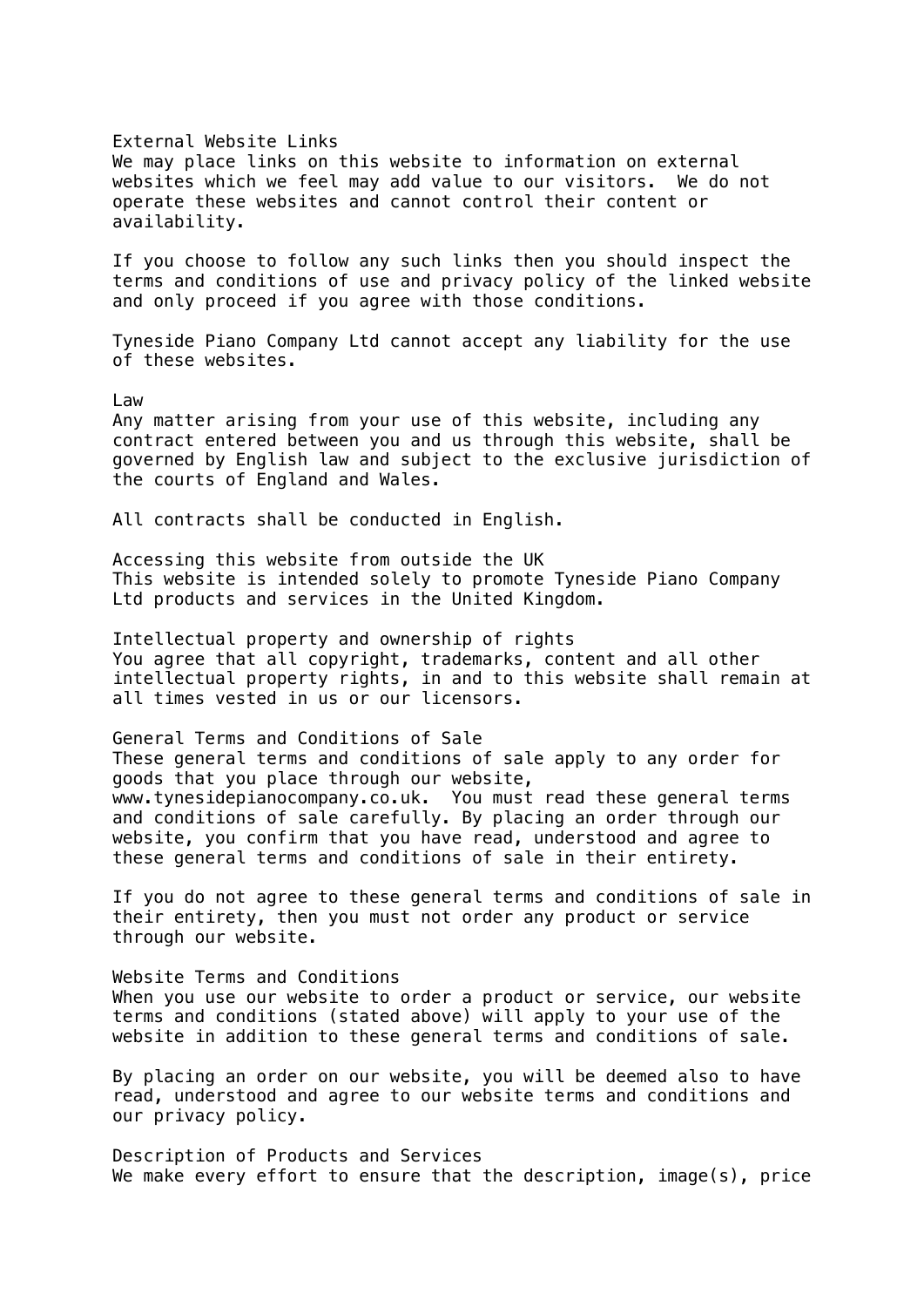## External Website Links

We may place links on this website to information on external websites which we feel may add value to our visitors. We do not operate these websites and cannot control their content or availability.

If you choose to follow any such links then you should inspect the terms and conditions of use and privacy policy of the linked website and only proceed if you agree with those conditions.

Tyneside Piano Company Ltd cannot accept any liability for the use of these websites.

## Law

Any matter arising from your use of this website, including any contract entered between you and us through this website, shall be governed by English law and subject to the exclusive jurisdiction of the courts of England and Wales.

All contracts shall be conducted in English.

## Accessing this website from outside the UK

This website is intended solely to promote Tyneside Piano Company Ltd products and services in the United Kingdom.

## Intellectual property and ownership of rights

You agree that all copyright, trademarks, content and all other intellectual property rights, in and to this website shall remain at all times vested in us or our licensors.

## General Terms and Conditions of Sale

These general terms and conditions of sale apply to any order for goods that you place through our website, www.tynesidepianocompany.co.uk. You must read these general terms and conditions of sale carefully. By placing an order through our website, you confirm that you have read, understood and agree to these general terms and conditions of sale in their entirety.

If you do not agree to these general terms and conditions of sale in their entirety, then you must not order any product or service through our website.

## Website Terms and Conditions

When you use our website to order a product or service, our website terms and conditions (stated above) will apply to your use of the website in addition to these general terms and conditions of sale.

By placing an order on our website, you will be deemed also to have read, understood and agree to our website terms and conditions and our privacy policy.

## Description of Products and Services

We make every effort to ensure that the description, image(s), price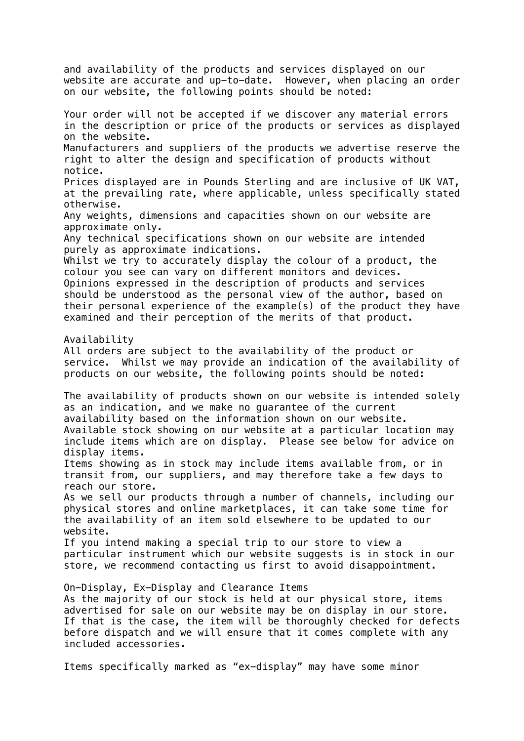and availability of the products and services displayed on our website are accurate and up-to-date. However, when placing an order on our website, the following points should be noted:

Your order will not be accepted if we discover any material errors in the description or price of the products or services as displayed on the website.
Manufacturers and suppliers of the products we advertise reserve the right to alter the design and specification of products without notice.
Prices displayed are in Pounds Sterling and are inclusive of UK VAT, at the prevailing rate, where applicable, unless specifically stated otherwise.
Any weights, dimensions and capacities shown on our website are approximate only.
Any technical specifications shown on our website are intended purely as approximate indications.
Whilst we try to accurately display the colour of a product, the colour you see can vary on different monitors and devices.
Opinions expressed in the description of products and services should be understood as the personal view of the author, based on their personal experience of the example(s) of the product they have examined and their perception of the merits of that product.

Availability
All orders are subject to the availability of the product or service. Whilst we may provide an indication of the availability of products on our website, the following points should be noted:

The availability of products shown on our website is intended solely as an indication, and we make no guarantee of the current availability based on the information shown on our website.
Available stock showing on our website at a particular location may include items which are on display. Please see below for advice on display items.
Items showing as in stock may include items available from, or in transit from, our suppliers, and may therefore take a few days to reach our store.
As we sell our products through a number of channels, including our physical stores and online marketplaces, it can take some time for the availability of an item sold elsewhere to be updated to our website.
If you intend making a special trip to our store to view a particular instrument which our website suggests is in stock in our store, we recommend contacting us first to avoid disappointment.

On-Display, Ex-Display and Clearance Items
As the majority of our stock is held at our physical store, items advertised for sale on our website may be on display in our store. If that is the case, the item will be thoroughly checked for defects before dispatch and we will ensure that it comes complete with any included accessories.

Items specifically marked as “ex-display” may have some minor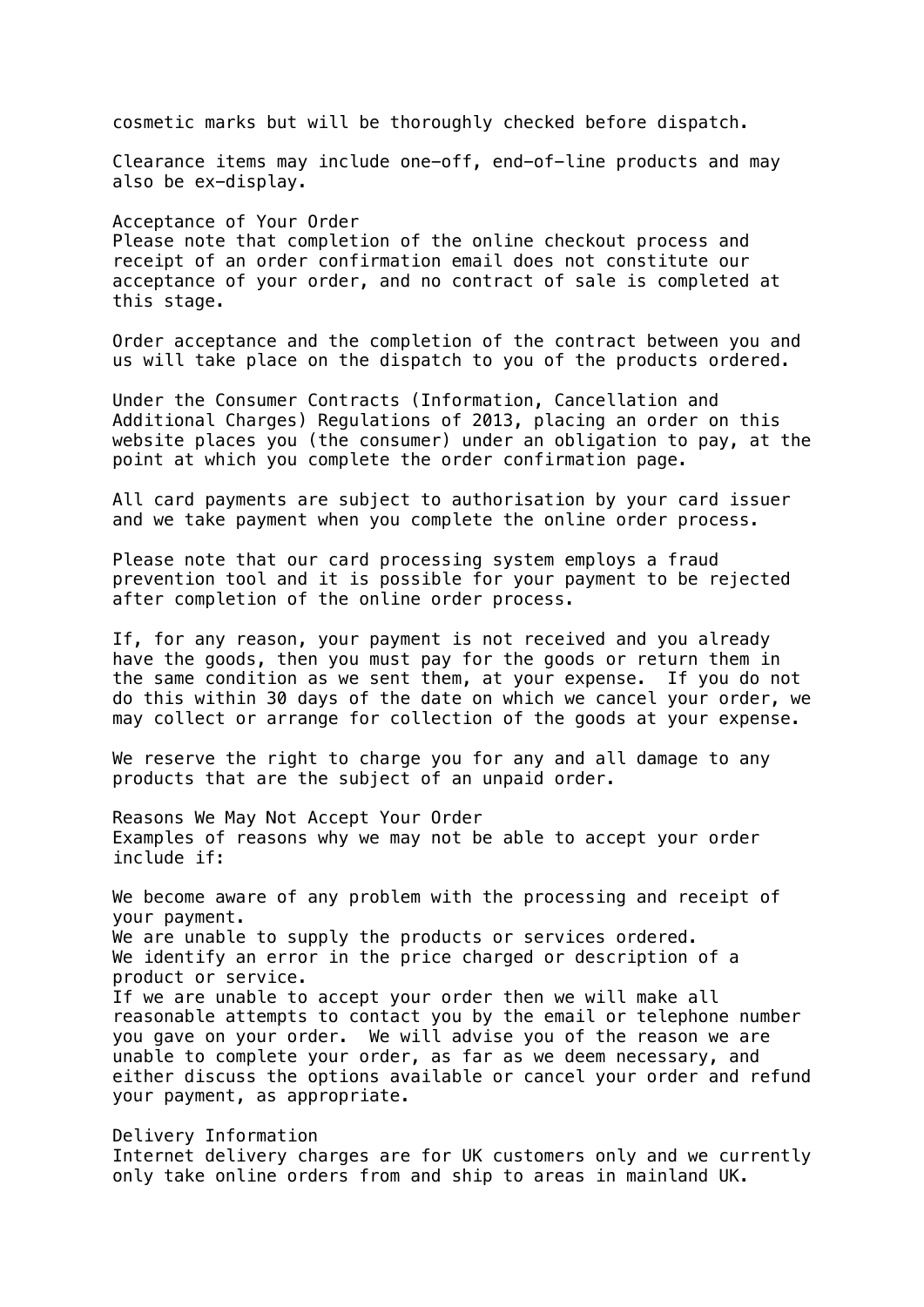cosmetic marks but will be thoroughly checked before dispatch.

Clearance items may include one-off, end-of-line products and may also be ex-display.

## Acceptance of Your Order

Please note that completion of the online checkout process and receipt of an order confirmation email does not constitute our acceptance of your order, and no contract of sale is completed at this stage.

Order acceptance and the completion of the contract between you and us will take place on the dispatch to you of the products ordered.

Under the Consumer Contracts (Information, Cancellation and Additional Charges) Regulations of 2013, placing an order on this website places you (the consumer) under an obligation to pay, at the point at which you complete the order confirmation page.

All card payments are subject to authorisation by your card issuer and we take payment when you complete the online order process.

Please note that our card processing system employs a fraud prevention tool and it is possible for your payment to be rejected after completion of the online order process.

If, for any reason, your payment is not received and you already have the goods, then you must pay for the goods or return them in the same condition as we sent them, at your expense. If you do not do this within 30 days of the date on which we cancel your order, we may collect or arrange for collection of the goods at your expense.

We reserve the right to charge you for any and all damage to any products that are the subject of an unpaid order.

## Reasons We May Not Accept Your Order

Examples of reasons why we may not be able to accept your order include if:

- We become aware of any problem with the processing and receipt of your payment.
- We are unable to supply the products or services ordered.
- We identify an error in the price charged or description of a product or service.

If we are unable to accept your order then we will make all reasonable attempts to contact you by the email or telephone number you gave on your order. We will advise you of the reason we are unable to complete your order, as far as we deem necessary, and either discuss the options available or cancel your order and refund your payment, as appropriate.

## Delivery Information

Internet delivery charges are for UK customers only and we currently only take online orders from and ship to areas in mainland UK.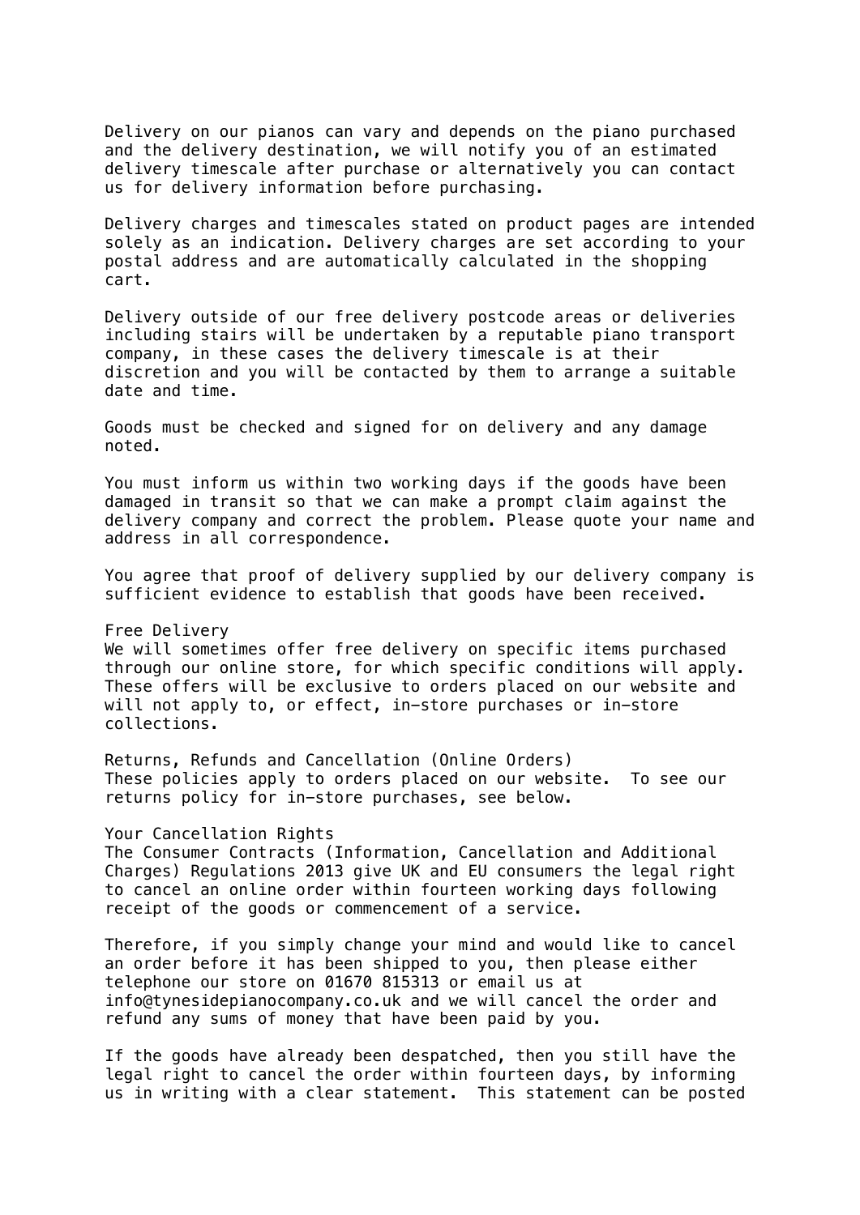Delivery on our pianos can vary and depends on the piano purchased and the delivery destination, we will notify you of an estimated delivery timescale after purchase or alternatively you can contact us for delivery information before purchasing.

Delivery charges and timescales stated on product pages are intended solely as an indication. Delivery charges are set according to your postal address and are automatically calculated in the shopping cart.

Delivery outside of our free delivery postcode areas or deliveries including stairs will be undertaken by a reputable piano transport company, in these cases the delivery timescale is at their discretion and you will be contacted by them to arrange a suitable date and time.

Goods must be checked and signed for on delivery and any damage noted.

You must inform us within two working days if the goods have been damaged in transit so that we can make a prompt claim against the delivery company and correct the problem. Please quote your name and address in all correspondence.

You agree that proof of delivery supplied by our delivery company is sufficient evidence to establish that goods have been received.

Free Delivery

We will sometimes offer free delivery on specific items purchased through our online store, for which specific conditions will apply. These offers will be exclusive to orders placed on our website and will not apply to, or effect, in-store purchases or in-store collections.

Returns, Refunds and Cancellation (Online Orders)

These policies apply to orders placed on our website. To see our returns policy for in-store purchases, see below.

Your Cancellation Rights

The Consumer Contracts (Information, Cancellation and Additional Charges) Regulations 2013 give UK and EU consumers the legal right to cancel an online order within fourteen working days following receipt of the goods or commencement of a service.

Therefore, if you simply change your mind and would like to cancel an order before it has been shipped to you, then please either telephone our store on 01670 815313 or email us at info@tynesidepianocompany.co.uk and we will cancel the order and refund any sums of money that have been paid by you.

If the goods have already been despatched, then you still have the legal right to cancel the order within fourteen days, by informing us in writing with a clear statement. This statement can be posted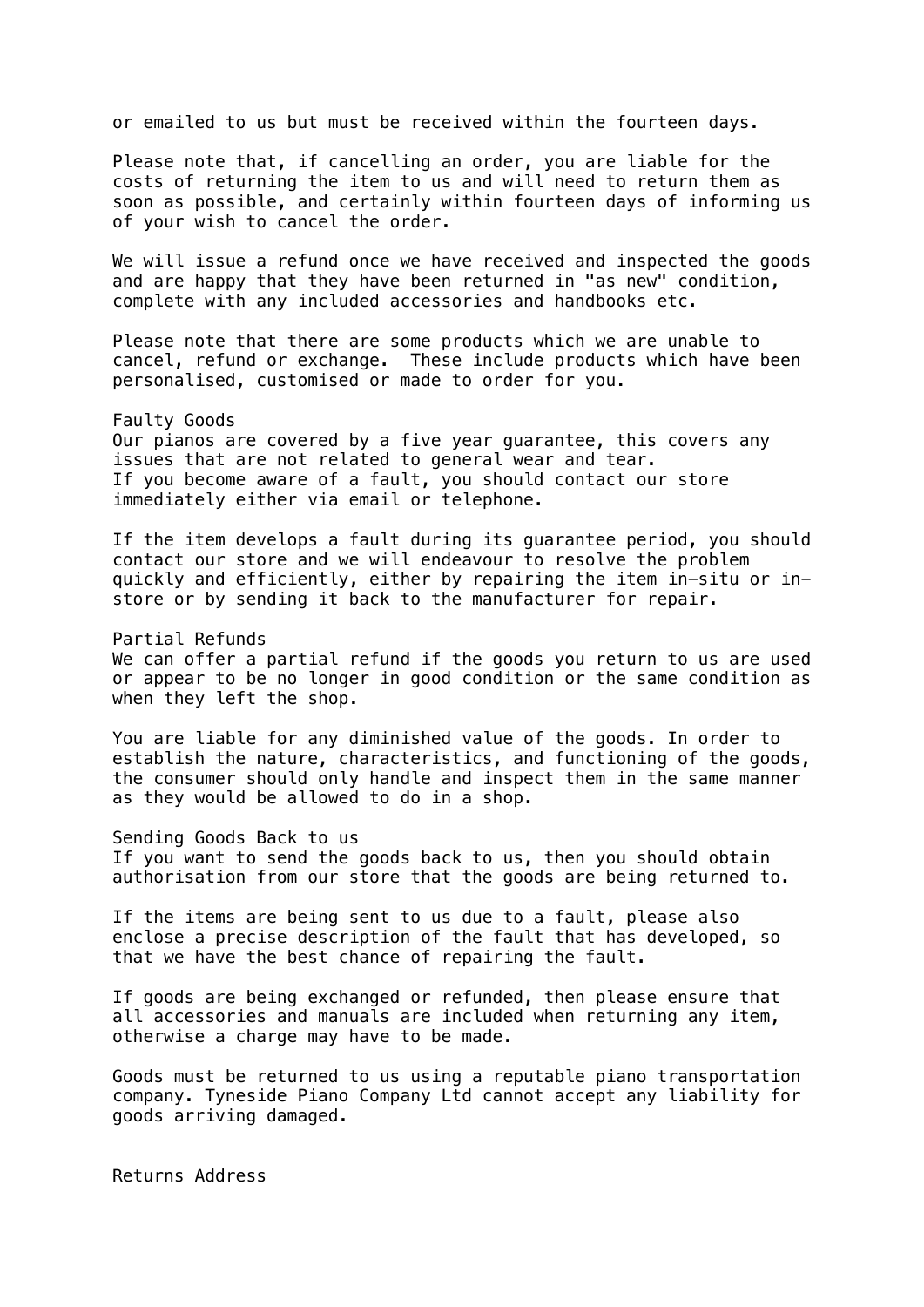or emailed to us but must be received within the fourteen days.

Please note that, if cancelling an order, you are liable for the costs of returning the item to us and will need to return them as soon as possible, and certainly within fourteen days of informing us of your wish to cancel the order.

We will issue a refund once we have received and inspected the goods and are happy that they have been returned in "as new" condition, complete with any included accessories and handbooks etc.

Please note that there are some products which we are unable to cancel, refund or exchange. These include products which have been personalised, customised or made to order for you.

## Faulty Goods

Our pianos are covered by a five year guarantee, this covers any issues that are not related to general wear and tear.
If you become aware of a fault, you should contact our store immediately either via email or telephone.

If the item develops a fault during its guarantee period, you should contact our store and we will endeavour to resolve the problem quickly and efficiently, either by repairing the item in-situ or in-store or by sending it back to the manufacturer for repair.

## Partial Refunds

We can offer a partial refund if the goods you return to us are used or appear to be no longer in good condition or the same condition as when they left the shop.

You are liable for any diminished value of the goods. In order to establish the nature, characteristics, and functioning of the goods, the consumer should only handle and inspect them in the same manner as they would be allowed to do in a shop.

## Sending Goods Back to us

If you want to send the goods back to us, then you should obtain authorisation from our store that the goods are being returned to.

If the items are being sent to us due to a fault, please also enclose a precise description of the fault that has developed, so that we have the best chance of repairing the fault.

If goods are being exchanged or refunded, then please ensure that all accessories and manuals are included when returning any item, otherwise a charge may have to be made.

Goods must be returned to us using a reputable piano transportation company. Tyneside Piano Company Ltd cannot accept any liability for goods arriving damaged.

## Returns Address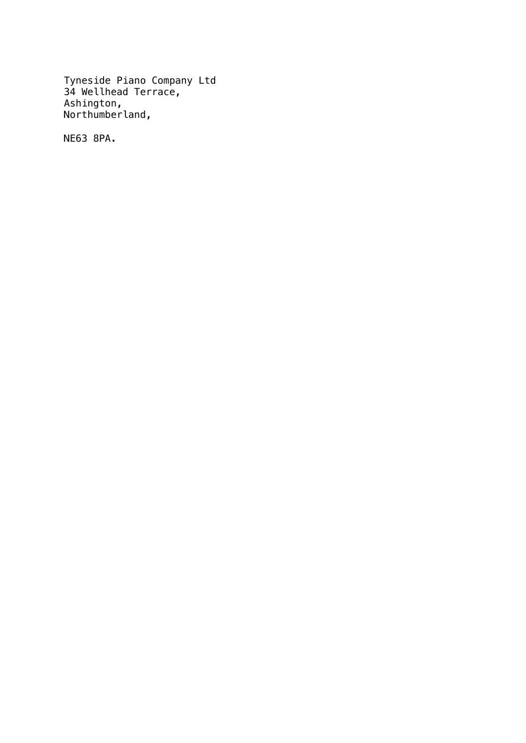Tyneside Piano Company Ltd
34 Wellhead Terrace,
Ashington,
Northumberland,

NE63 8PA.